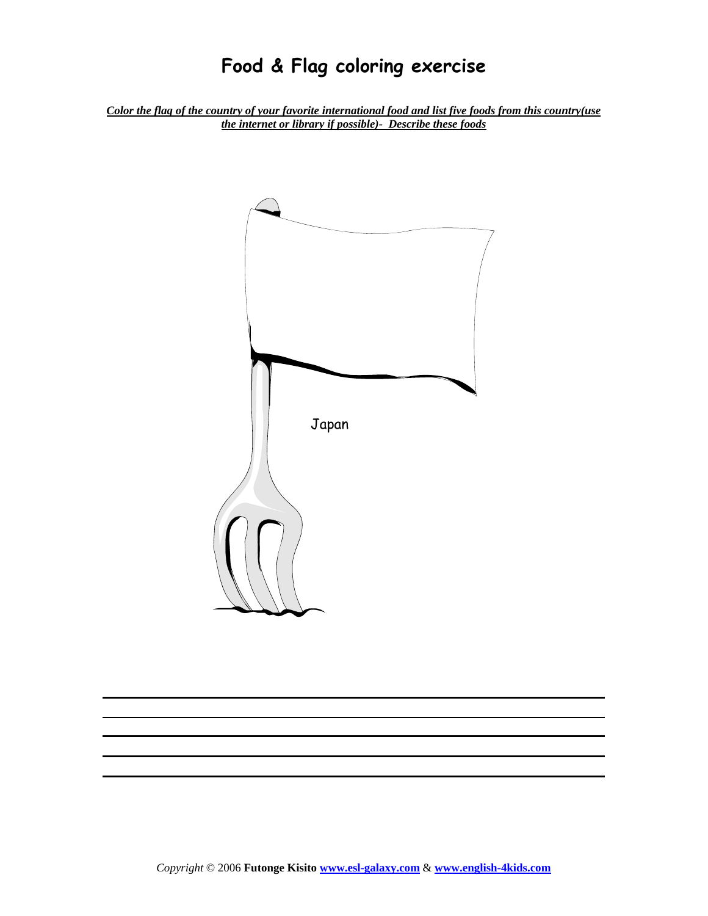# Food & Flag coloring exercise

***Color the flag of the country of your favorite international food and list five foods from this country(use the internet or library if possible)- Describe these foods***

Japan

Copyright © 2006 **Futonge Kisito** **www.esl-galaxy.com** & **www.english-4kids.com**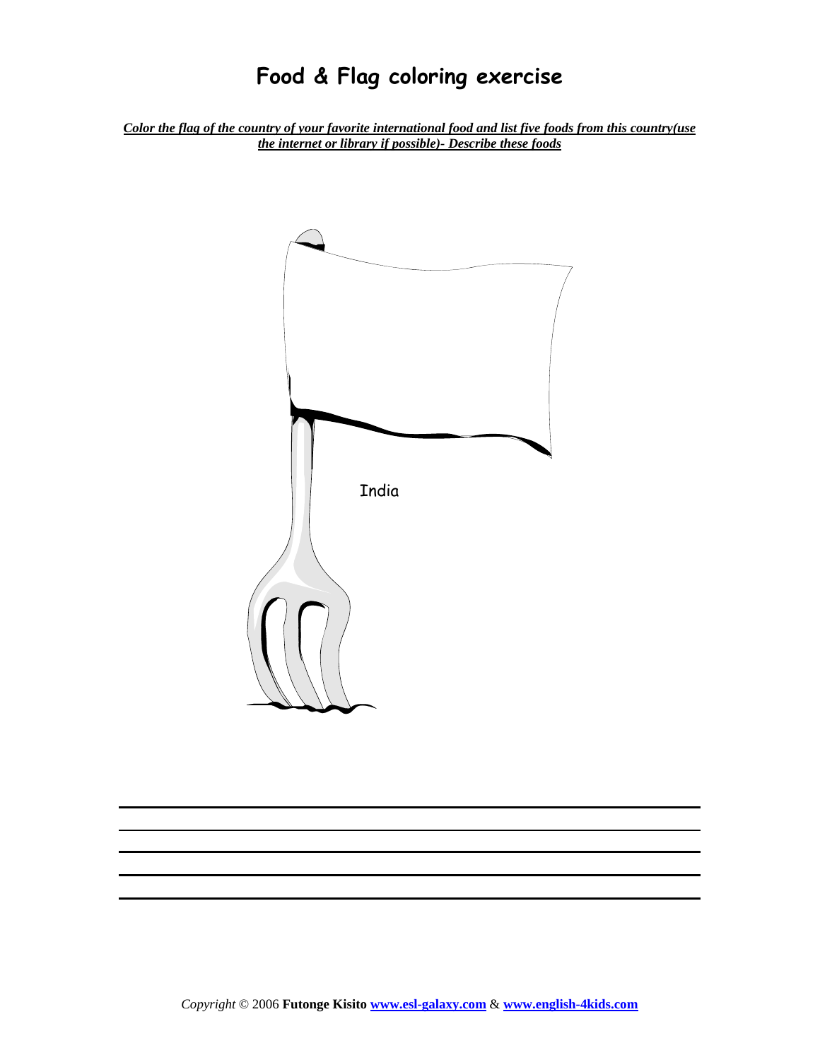# Food & Flag coloring exercise

***Color the flag of the country of your favorite international food and list five foods from this country(use the internet or library if possible)- Describe these foods***

India

Copyright © 2006 **Futonge Kisito** **www.esl-galaxy.com** & **www.english-4kids.com**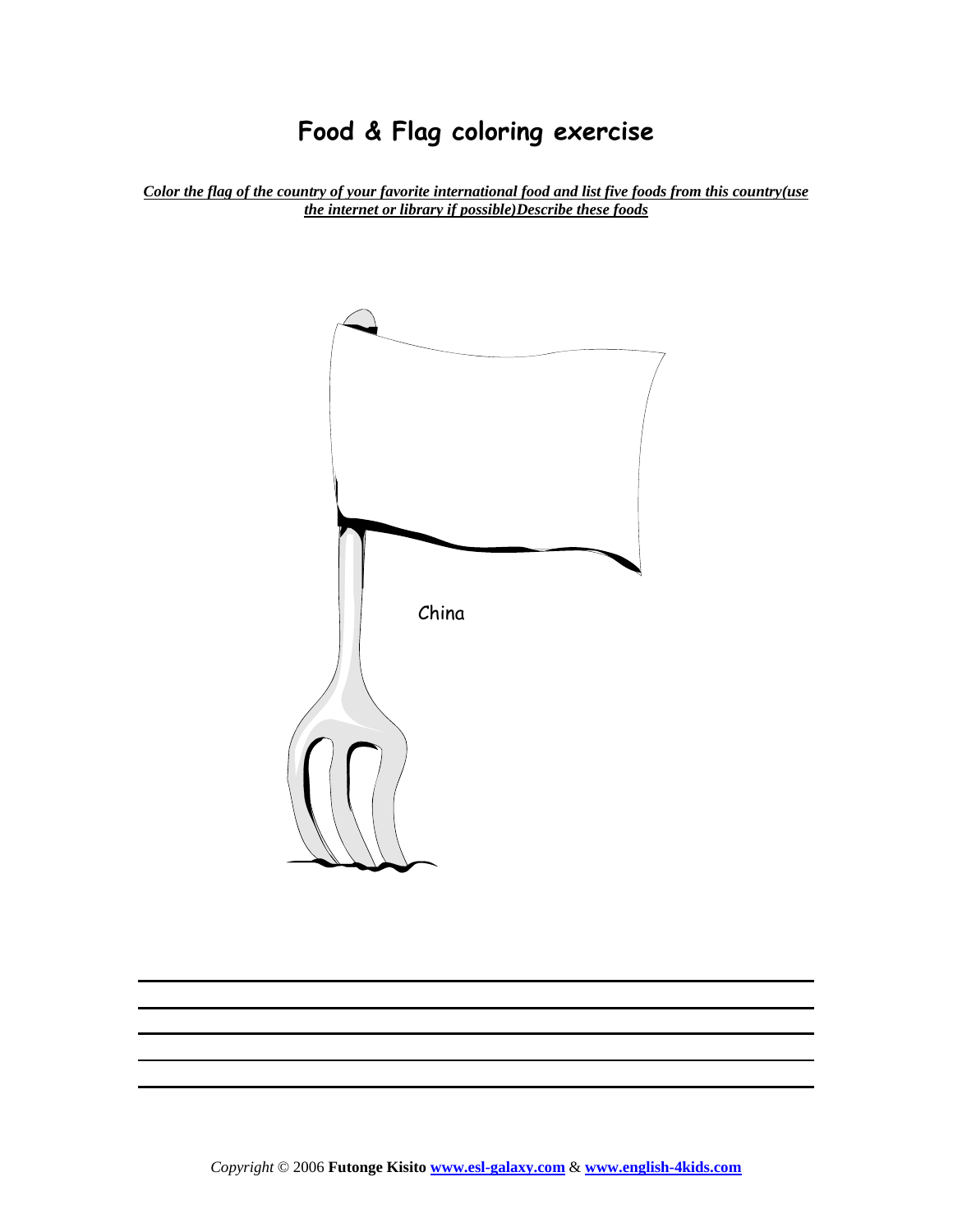# Food & Flag coloring exercise

***Color the flag of the country of your favorite international food and list five foods from this country(use the internet or library if possible)Describe these foods***

China

Copyright © 2006 **Futonge Kisito** **www.esl-galaxy.com** & **www.english-4kids.com**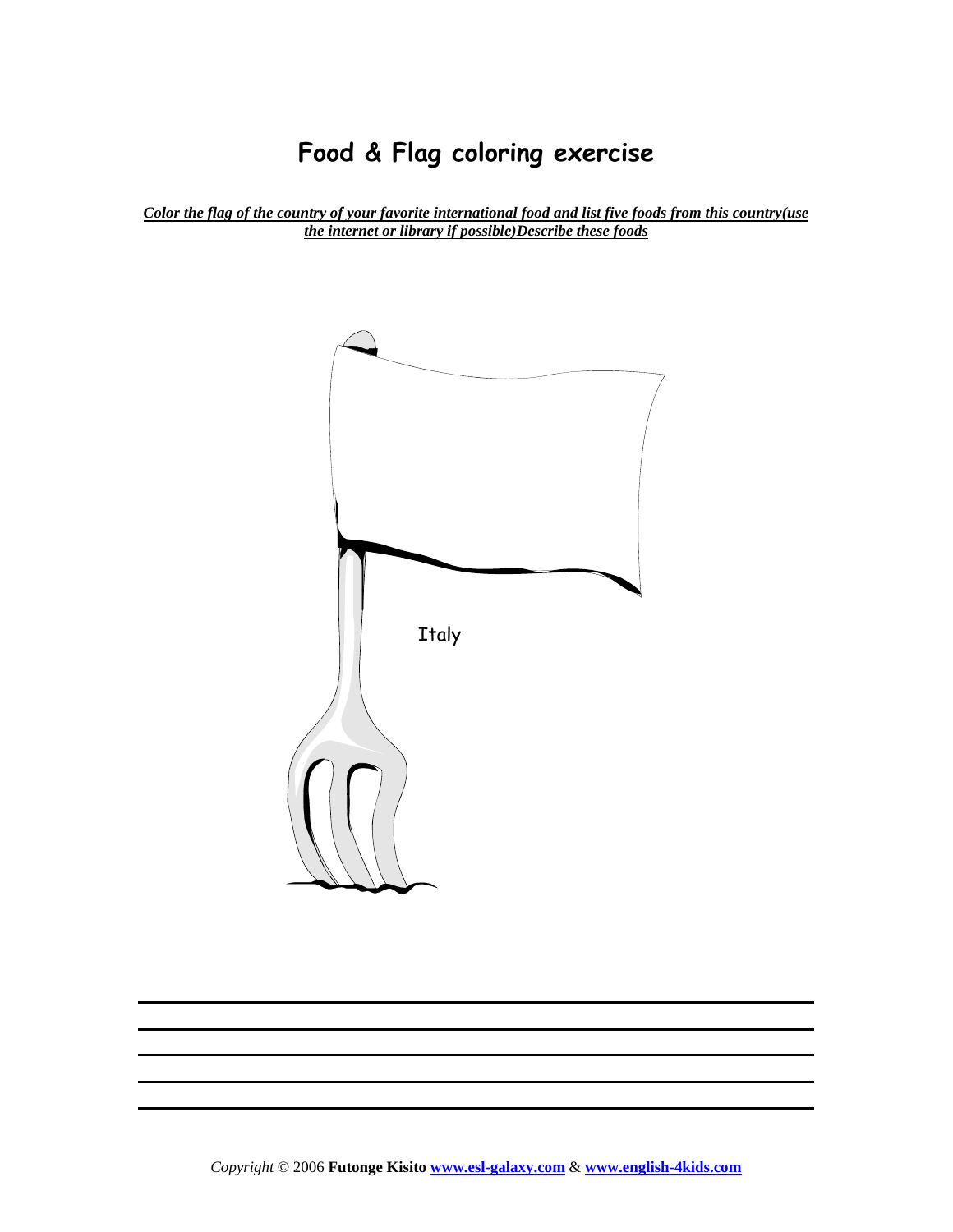# Food & Flag coloring exercise

***Color the flag of the country of your favorite international food and list five foods from this country(use the internet or library if possible)Describe these foods***

Italy

---

---

---

---

---

*Copyright* © 2006 **Futonge Kisito** **www.esl-galaxy.com** & **www.english-4kids.com**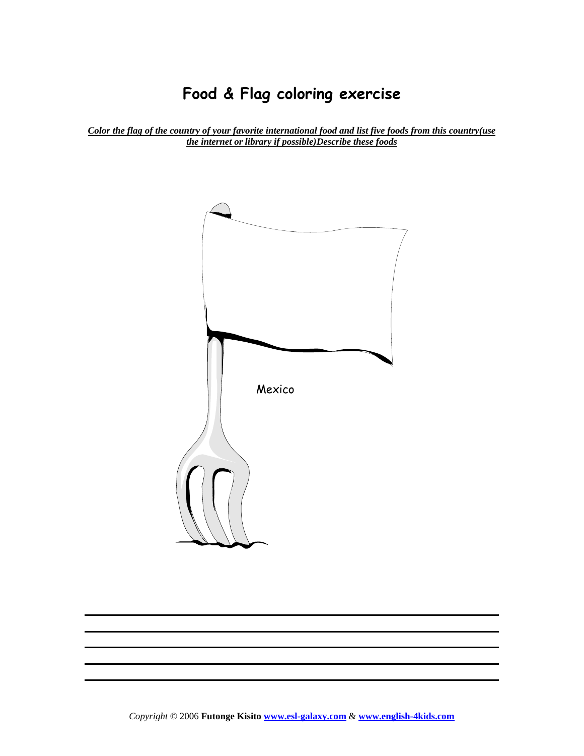# Food & Flag coloring exercise

***Color the flag of the country of your favorite international food and list five foods from this country(use the internet or library if possible)Describe these foods***

Mexico

_______________________________________________

_______________________________________________

_______________________________________________

_______________________________________________

_______________________________________________

*Copyright* © 2006 **Futonge Kisito** **www.esl-galaxy.com** & **www.english-4kids.com**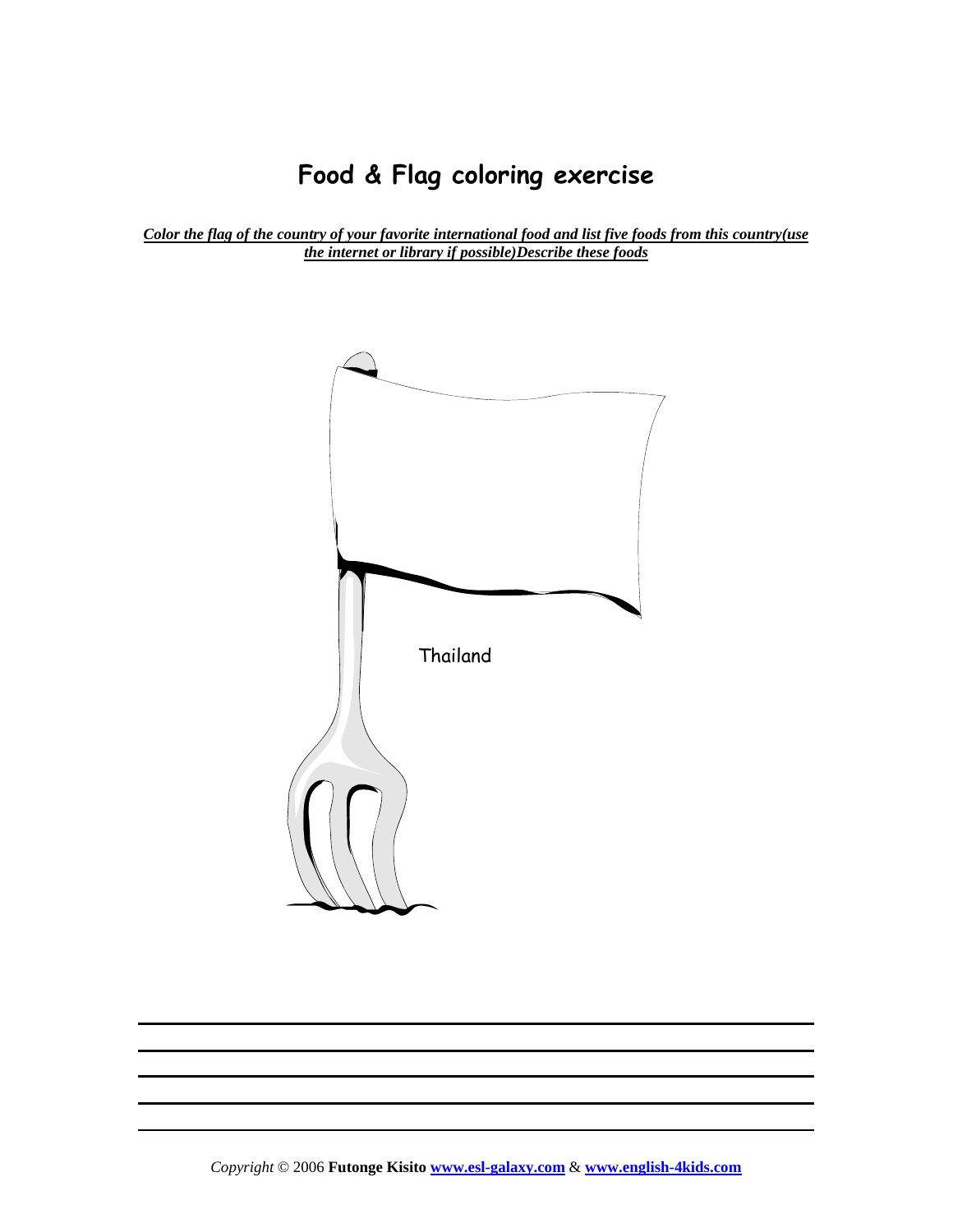# Food & Flag coloring exercise

***Color the flag of the country of your favorite international food and list five foods from this country(use the internet or library if possible)Describe these foods***

Thailand

---

---

---

---

---

*Copyright* © 2006 **Futonge Kisito [www.esl-galaxy.com](http://www.esl-galaxy.com) & [www.english-4kids.com](http://www.english-4kids.com)**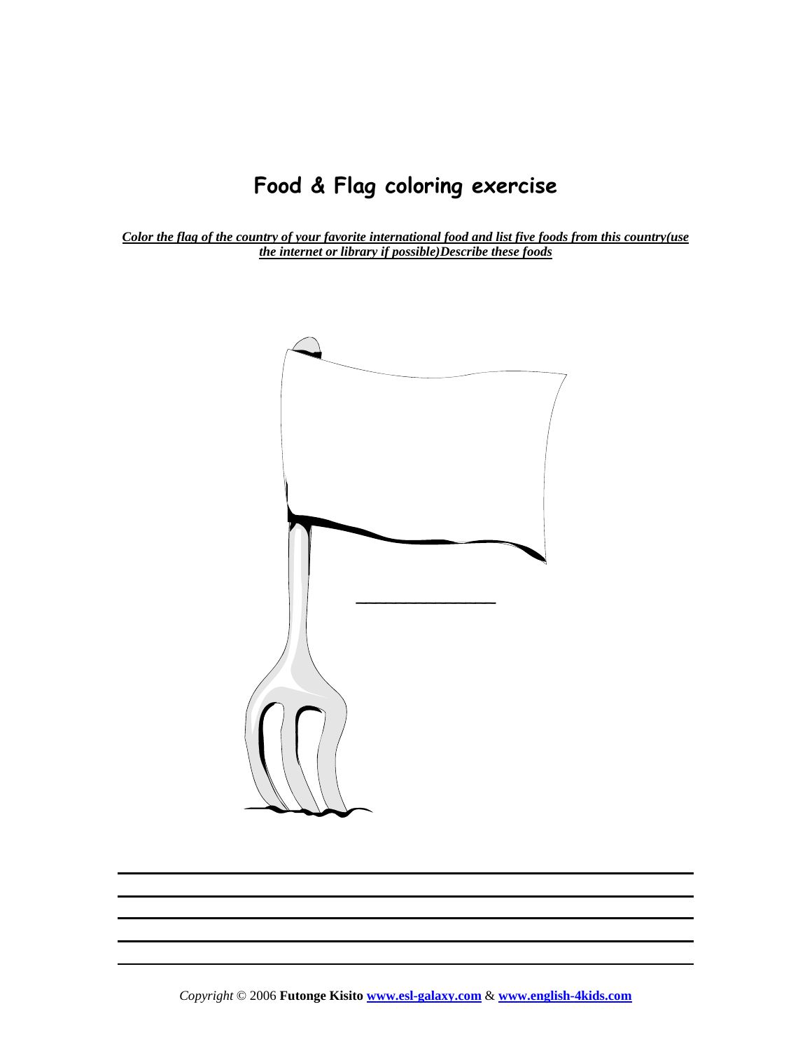# Food & Flag coloring exercise

***Color the flag of the country of your favorite international food and list five foods from this country(use the internet or library if possible)Describe these foods***

\_\_\_\_\_\_\_\_\_\_\_\_\_\_\_

\_\_\_\_\_\_\_\_\_\_\_\_\_\_\_\_\_\_\_\_\_\_\_\_\_\_\_\_\_\_\_\_\_\_\_\_\_\_\_\_\_\_\_\_\_\_\_\_\_\_\_\_\_\_\_\_\_\_\_\_

\_\_\_\_\_\_\_\_\_\_\_\_\_\_\_\_\_\_\_\_\_\_\_\_\_\_\_\_\_\_\_\_\_\_\_\_\_\_\_\_\_\_\_\_\_\_\_\_\_\_\_\_\_\_\_\_\_\_\_\_

\_\_\_\_\_\_\_\_\_\_\_\_\_\_\_\_\_\_\_\_\_\_\_\_\_\_\_\_\_\_\_\_\_\_\_\_\_\_\_\_\_\_\_\_\_\_\_\_\_\_\_\_\_\_\_\_\_\_\_\_

\_\_\_\_\_\_\_\_\_\_\_\_\_\_\_\_\_\_\_\_\_\_\_\_\_\_\_\_\_\_\_\_\_\_\_\_\_\_\_\_\_\_\_\_\_\_\_\_\_\_\_\_\_\_\_\_\_\_\_\_

\_\_\_\_\_\_\_\_\_\_\_\_\_\_\_\_\_\_\_\_\_\_\_\_\_\_\_\_\_\_\_\_\_\_\_\_\_\_\_\_\_\_\_\_\_\_\_\_\_\_\_\_\_\_\_\_\_\_\_\_

*Copyright* © 2006 **Futonge Kisito [www.esl-galaxy.com](http://www.esl-galaxy.com)** & **[www.english-4kids.com](http://www.english-4kids.com)**